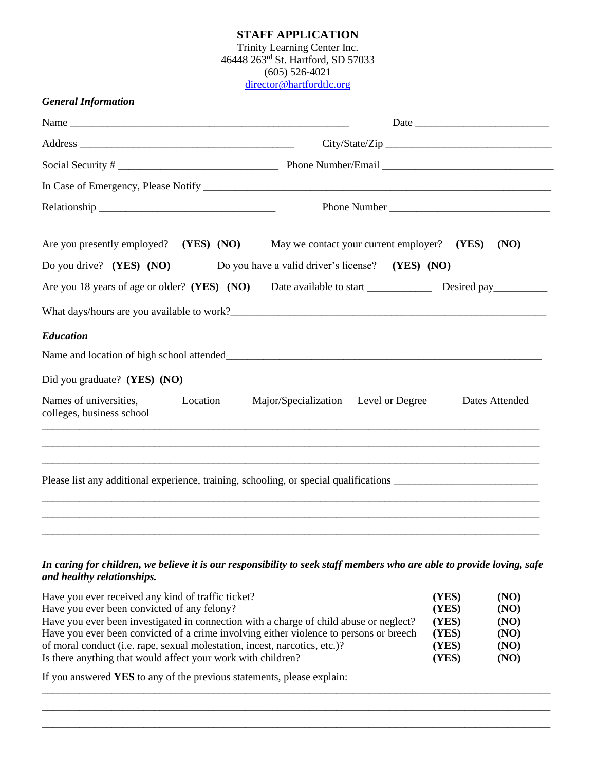# STAFF APPLICATION

Trinity Learning Center Inc.
46448 263rd St. Hartford, SD 57033
(605) 526-4021
director@hartfordtlc.org

***General Information***

Name ____________________________________________________ Date ________________________

Address ________________________________________ City/State/Zip ______________________________

Social Security # ______________________________ Phone Number/Email ______________________________

In Case of Emergency, Please Notify _________________________________________________________________

Relationship _________________________________ Phone Number _____________________________

Are you presently employed? **(YES) (NO)** May we contact your current employer? **(YES) (NO)**

Do you drive? **(YES) (NO)** Do you have a valid driver's license? **(YES) (NO)**

Are you 18 years of age or older? **(YES) (NO)** Date available to start ____________ Desired pay__________

What days/hours are you available to work?____________________________________________________________

***Education***

Name and location of high school attended____________________________________________________________

Did you graduate? **(YES) (NO)**

| Names of universities, colleges, business school | Location | Major/Specialization | Level or Degree | Dates Attended |
|---|---|---|---|---|
| | | | | |
| | | | | |
| | | | | |

Please list any additional experience, training, schooling, or special qualifications __________________________

_____________________________________________________________________________________________

_____________________________________________________________________________________________

_____________________________________________________________________________________________

***In caring for children, we believe it is our responsibility to seek staff members who are able to provide loving, safe and healthy relationships.***

| | | |
|---|---|---|
| Have you ever received any kind of traffic ticket? | **(YES)** | **(NO)** |
| Have you ever been convicted of any felony? | **(YES)** | **(NO)** |
| Have you ever been investigated in connection with a charge of child abuse or neglect? | **(YES)** | **(NO)** |
| Have you ever been convicted of a crime involving either violence to persons or breech | **(YES)** | **(NO)** |
| of moral conduct (i.e. rape, sexual molestation, incest, narcotics, etc.)? | **(YES)** | **(NO)** |
| Is there anything that would affect your work with children? | **(YES)** | **(NO)** |

If you answered **YES** to any of the previous statements, please explain:

_____________________________________________________________________________________________

_____________________________________________________________________________________________

_____________________________________________________________________________________________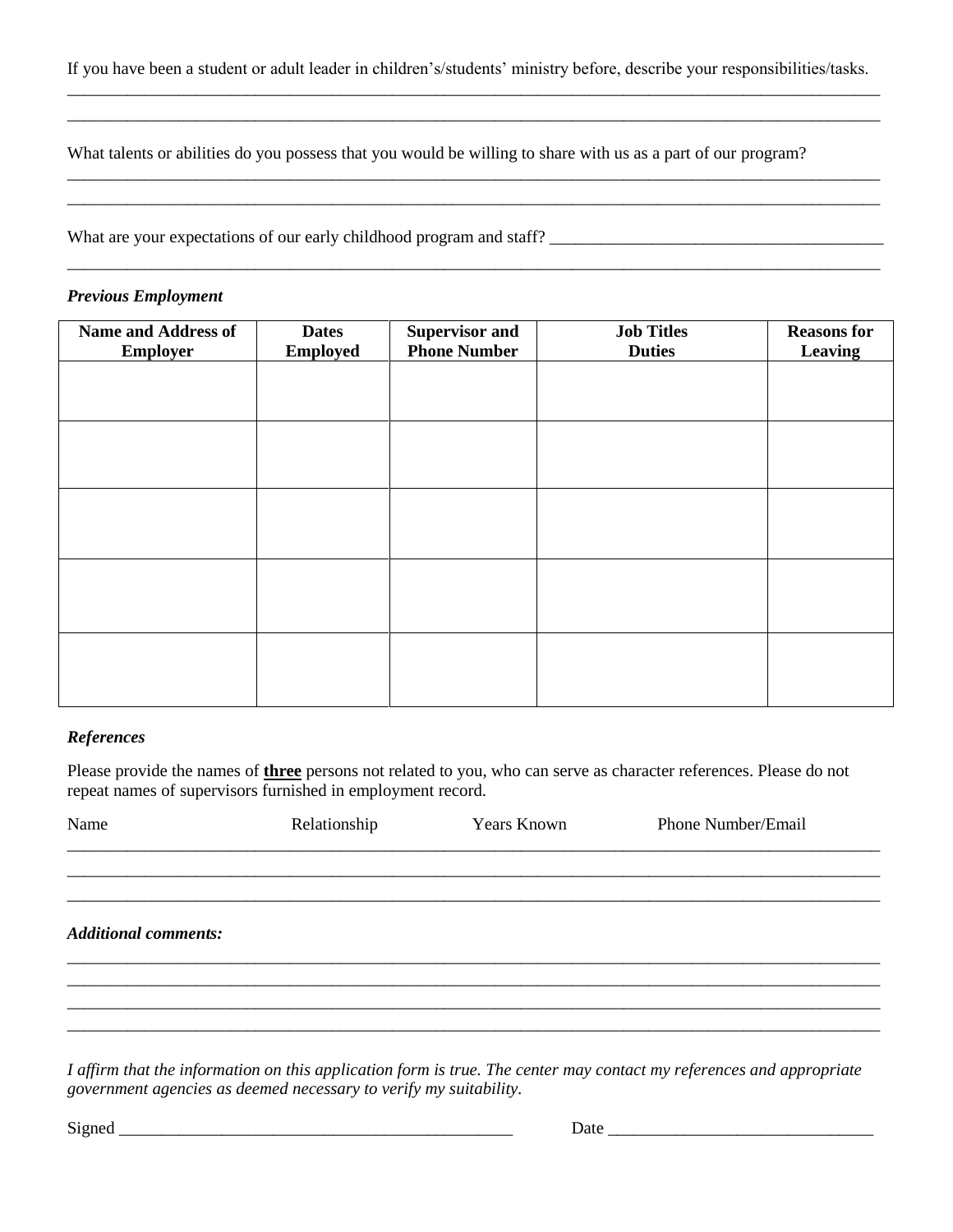If you have been a student or adult leader in children's/students' ministry before, describe your responsibilities/tasks.

___________________________________________________________________________________________________

___________________________________________________________________________________________________

What talents or abilities do you possess that you would be willing to share with us as a part of our program?

___________________________________________________________________________________________________

___________________________________________________________________________________________________

What are your expectations of our early childhood program and staff? ________________________________________

___________________________________________________________________________________________________

***Previous Employment***

| Name and Address of Employer | Dates Employed | Supervisor and Phone Number | Job Titles Duties | Reasons for Leaving |
|---|---|---|---|---|
| | | | | |
| | | | | |
| | | | | |
| | | | | |
| | | | | |

***References***

Please provide the names of **<u>three</u>** persons not related to you, who can serve as character references. Please do not repeat names of supervisors furnished in employment record.

Name | Relationship | Years Known | Phone Number/Email

___________________________________________________________________________________________________

___________________________________________________________________________________________________

___________________________________________________________________________________________________

***Additional comments:***

___________________________________________________________________________________________________

___________________________________________________________________________________________________

___________________________________________________________________________________________________

___________________________________________________________________________________________________

*I affirm that the information on this application form is true. The center may contact my references and appropriate government agencies as deemed necessary to verify my suitability.*

Signed _______________________________________________ Date _______________________________